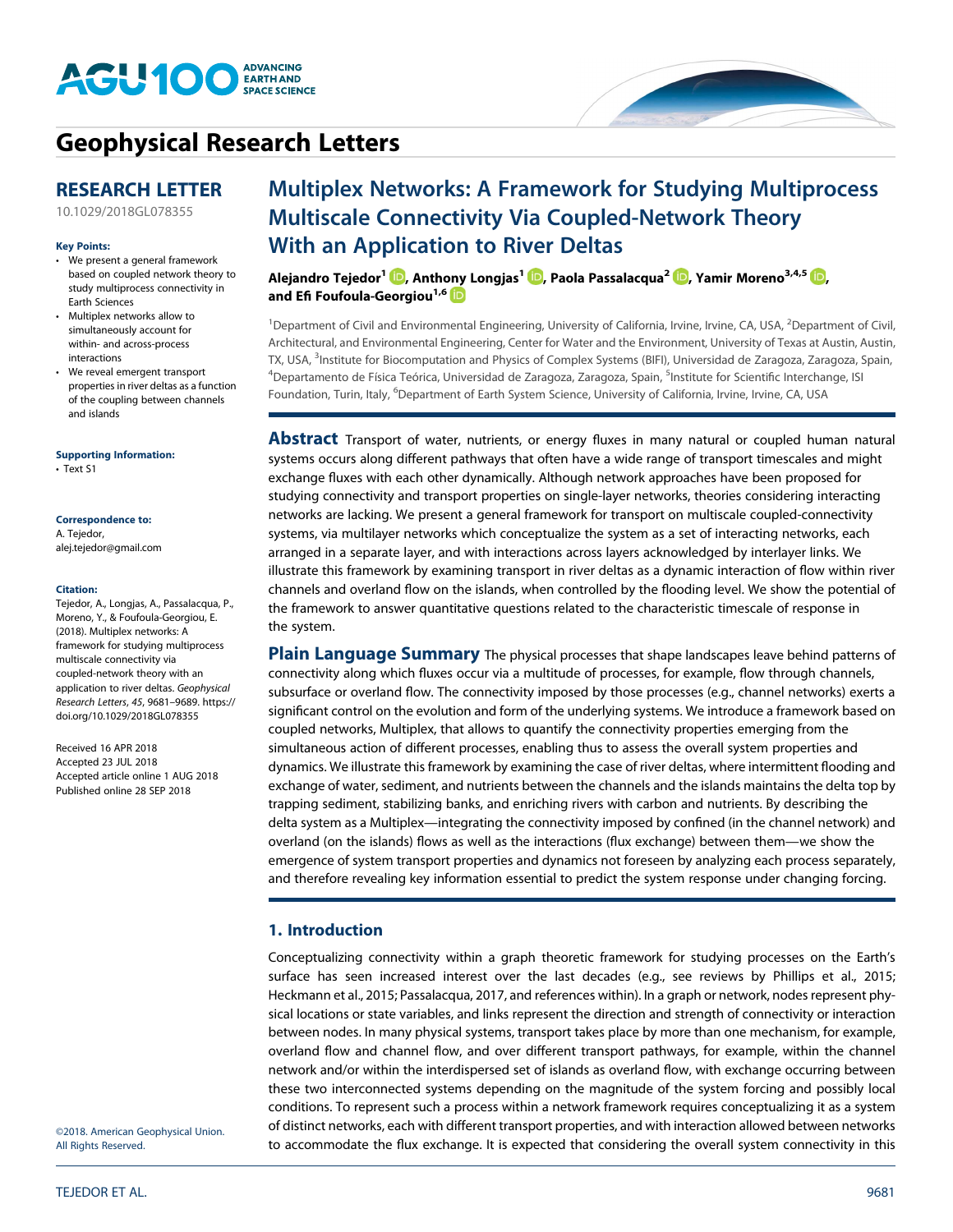# Geophysical Research Letters

**RESEARCH LETTER**

10.1029/2018GL078355

**Key Points:**

- We present a general framework based on coupled network theory to study multiprocess connectivity in Earth Sciences
- Multiplex networks allow to simultaneously account for within- and across-process interactions
- We reveal emergent transport properties in river deltas as a function of the coupling between channels and islands

**Supporting Information:**

- Text S1

**Correspondence to:**

A. Tejedor,
alej.tejedor@gmail.com

**Citation:**

Tejedor, A., Longjas, A., Passalacqua, P., Moreno, Y., & Foufoula-Georgiou, E. (2018). Multiplex networks: A framework for studying multiprocess multiscale connectivity via coupled-network theory with an application to river deltas. *Geophysical Research Letters*, *45*, 9681–9689. https://doi.org/10.1029/2018GL078355

Received 16 APR 2018
Accepted 23 JUL 2018
Accepted article online 1 AUG 2018
Published online 28 SEP 2018

# Multiplex Networks: A Framework for Studying Multiprocess Multiscale Connectivity Via Coupled-Network Theory With an Application to River Deltas

**Alejandro Tejedor[1], Anthony Longjas[1], Paola Passalacqua[2], Yamir Moreno[3,4,5], and Efi Foufoula-Georgiou[1,6]**

[1]Department of Civil and Environmental Engineering, University of California, Irvine, Irvine, CA, USA, [2]Department of Civil, Architectural, and Environmental Engineering, Center for Water and the Environment, University of Texas at Austin, Austin, TX, USA, [3]Institute for Biocomputation and Physics of Complex Systems (BIFI), Universidad de Zaragoza, Zaragoza, Spain, [4]Departamento de Física Teórica, Universidad de Zaragoza, Zaragoza, Spain, [5]Institute for Scientific Interchange, ISI Foundation, Turin, Italy, [6]Department of Earth System Science, University of California, Irvine, Irvine, CA, USA

**Abstract** Transport of water, nutrients, or energy fluxes in many natural or coupled human natural systems occurs along different pathways that often have a wide range of transport timescales and might exchange fluxes with each other dynamically. Although network approaches have been proposed for studying connectivity and transport properties on single-layer networks, theories considering interacting networks are lacking. We present a general framework for transport on multiscale coupled-connectivity systems, via multilayer networks which conceptualize the system as a set of interacting networks, each arranged in a separate layer, and with interactions across layers acknowledged by interlayer links. We illustrate this framework by examining transport in river deltas as a dynamic interaction of flow within river channels and overland flow on the islands, when controlled by the flooding level. We show the potential of the framework to answer quantitative questions related to the characteristic timescale of response in the system.

**Plain Language Summary** The physical processes that shape landscapes leave behind patterns of connectivity along which fluxes occur via a multitude of processes, for example, flow through channels, subsurface or overland flow. The connectivity imposed by those processes (e.g., channel networks) exerts a significant control on the evolution and form of the underlying systems. We introduce a framework based on coupled networks, Multiplex, that allows to quantify the connectivity properties emerging from the simultaneous action of different processes, enabling thus to assess the overall system properties and dynamics. We illustrate this framework by examining the case of river deltas, where intermittent flooding and exchange of water, sediment, and nutrients between the channels and the islands maintains the delta top by trapping sediment, stabilizing banks, and enriching rivers with carbon and nutrients. By describing the delta system as a Multiplex—integrating the connectivity imposed by confined (in the channel network) and overland (on the islands) flows as well as the interactions (flux exchange) between them—we show the emergence of system transport properties and dynamics not foreseen by analyzing each process separately, and therefore revealing key information essential to predict the system response under changing forcing.

## 1. Introduction

Conceptualizing connectivity within a graph theoretic framework for studying processes on the Earth's surface has seen increased interest over the last decades (e.g., see reviews by Phillips et al., 2015; Heckmann et al., 2015; Passalacqua, 2017, and references within). In a graph or network, nodes represent physical locations or state variables, and links represent the direction and strength of connectivity or interaction between nodes. In many physical systems, transport takes place by more than one mechanism, for example, overland flow and channel flow, and over different transport pathways, for example, within the channel network and/or within the interdispersed set of islands as overland flow, with exchange occurring between these two interconnected systems depending on the magnitude of the system forcing and possibly local conditions. To represent such a process within a network framework requires conceptualizing it as a system of distinct networks, each with different transport properties, and with interaction allowed between networks to accommodate the flux exchange. It is expected that considering the overall system connectivity in this

©2018. American Geophysical Union. All Rights Reserved.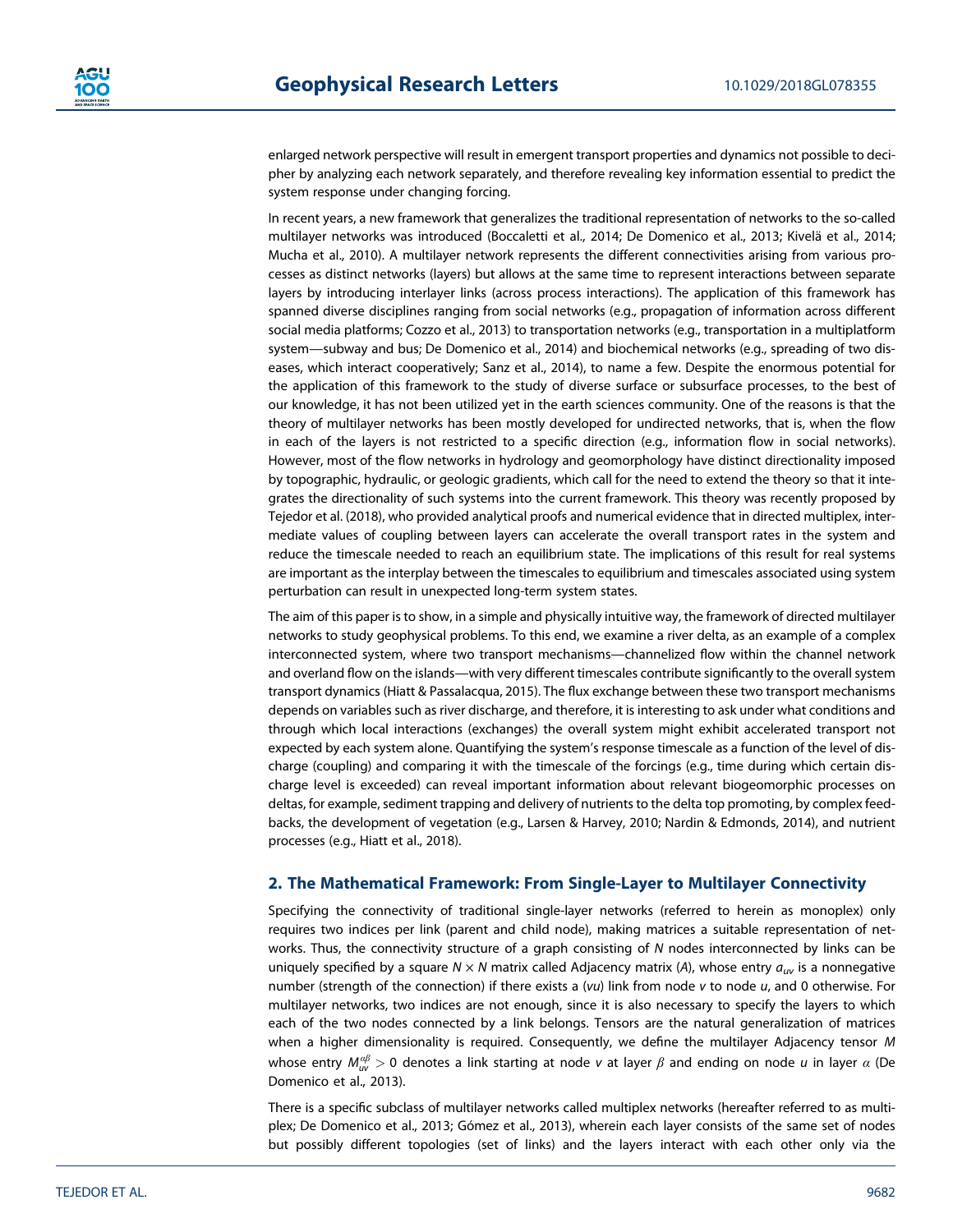enlarged network perspective will result in emergent transport properties and dynamics not possible to decipher by analyzing each network separately, and therefore revealing key information essential to predict the system response under changing forcing.

In recent years, a new framework that generalizes the traditional representation of networks to the so-called multilayer networks was introduced (Boccaletti et al., 2014; De Domenico et al., 2013; Kivelä et al., 2014; Mucha et al., 2010). A multilayer network represents the different connectivities arising from various processes as distinct networks (layers) but allows at the same time to represent interactions between separate layers by introducing interlayer links (across process interactions). The application of this framework has spanned diverse disciplines ranging from social networks (e.g., propagation of information across different social media platforms; Cozzo et al., 2013) to transportation networks (e.g., transportation in a multiplatform system—subway and bus; De Domenico et al., 2014) and biochemical networks (e.g., spreading of two diseases, which interact cooperatively; Sanz et al., 2014), to name a few. Despite the enormous potential for the application of this framework to the study of diverse surface or subsurface processes, to the best of our knowledge, it has not been utilized yet in the earth sciences community. One of the reasons is that the theory of multilayer networks has been mostly developed for undirected networks, that is, when the flow in each of the layers is not restricted to a specific direction (e.g., information flow in social networks). However, most of the flow networks in hydrology and geomorphology have distinct directionality imposed by topographic, hydraulic, or geologic gradients, which call for the need to extend the theory so that it integrates the directionality of such systems into the current framework. This theory was recently proposed by Tejedor et al. (2018), who provided analytical proofs and numerical evidence that in directed multiplex, intermediate values of coupling between layers can accelerate the overall transport rates in the system and reduce the timescale needed to reach an equilibrium state. The implications of this result for real systems are important as the interplay between the timescales to equilibrium and timescales associated using system perturbation can result in unexpected long-term system states.

The aim of this paper is to show, in a simple and physically intuitive way, the framework of directed multilayer networks to study geophysical problems. To this end, we examine a river delta, as an example of a complex interconnected system, where two transport mechanisms—channelized flow within the channel network and overland flow on the islands—with very different timescales contribute significantly to the overall system transport dynamics (Hiatt & Passalacqua, 2015). The flux exchange between these two transport mechanisms depends on variables such as river discharge, and therefore, it is interesting to ask under what conditions and through which local interactions (exchanges) the overall system might exhibit accelerated transport not expected by each system alone. Quantifying the system's response timescale as a function of the level of discharge (coupling) and comparing it with the timescale of the forcings (e.g., time during which certain discharge level is exceeded) can reveal important information about relevant biogeomorphic processes on deltas, for example, sediment trapping and delivery of nutrients to the delta top promoting, by complex feedbacks, the development of vegetation (e.g., Larsen & Harvey, 2010; Nardin & Edmonds, 2014), and nutrient processes (e.g., Hiatt et al., 2018).

## 2. The Mathematical Framework: From Single-Layer to Multilayer Connectivity

Specifying the connectivity of traditional single-layer networks (referred to herein as monoplex) only requires two indices per link (parent and child node), making matrices a suitable representation of networks. Thus, the connectivity structure of a graph consisting of $N$ nodes interconnected by links can be uniquely specified by a square $N \times N$ matrix called Adjacency matrix ($A$), whose entry $a_{uv}$ is a nonnegative number (strength of the connection) if there exists a ($vu$) link from node $v$ to node $u$, and 0 otherwise. For multilayer networks, two indices are not enough, since it is also necessary to specify the layers to which each of the two nodes connected by a link belongs. Tensors are the natural generalization of matrices when a higher dimensionality is required. Consequently, we define the multilayer Adjacency tensor $M$ whose entry $M_{uv}^{\alpha\beta} > 0$ denotes a link starting at node $v$ at layer $\beta$ and ending on node $u$ in layer $\alpha$ (De Domenico et al., 2013).

There is a specific subclass of multilayer networks called multiplex networks (hereafter referred to as multiplex; De Domenico et al., 2013; Gómez et al., 2013), wherein each layer consists of the same set of nodes but possibly different topologies (set of links) and the layers interact with each other only via the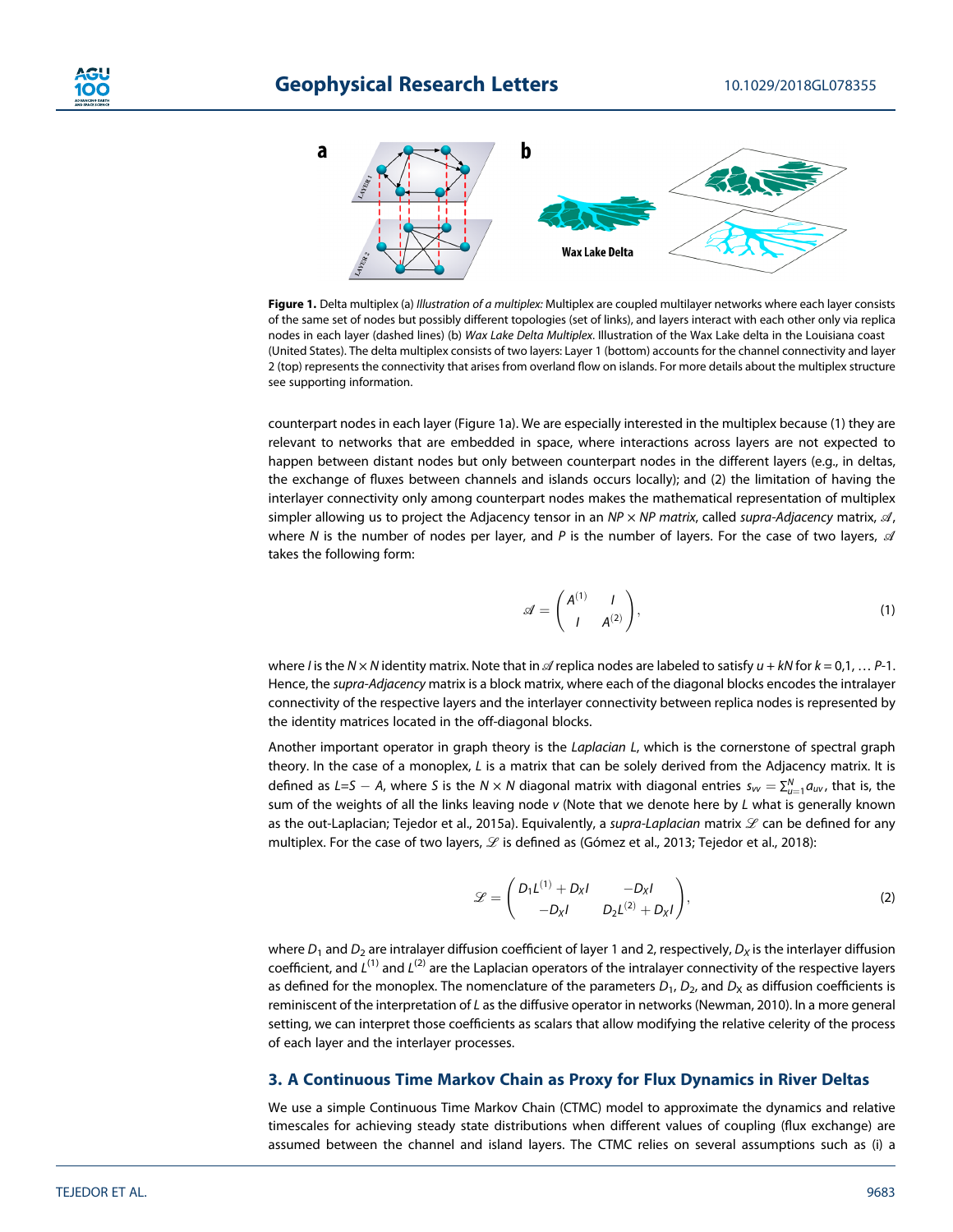**Figure 1.** Delta multiplex (a) *Illustration of a multiplex:* Multiplex are coupled multilayer networks where each layer consists of the same set of nodes but possibly different topologies (set of links), and layers interact with each other only via replica nodes in each layer (dashed lines) (b) *Wax Lake Delta Multiplex*. Illustration of the Wax Lake delta in the Louisiana coast (United States). The delta multiplex consists of two layers: Layer 1 (bottom) accounts for the channel connectivity and layer 2 (top) represents the connectivity that arises from overland flow on islands. For more details about the multiplex structure see supporting information.

counterpart nodes in each layer (Figure 1a). We are especially interested in the multiplex because (1) they are relevant to networks that are embedded in space, where interactions across layers are not expected to happen between distant nodes but only between counterpart nodes in the different layers (e.g., in deltas, the exchange of fluxes between channels and islands occurs locally); and (2) the limitation of having the interlayer connectivity only among counterpart nodes makes the mathematical representation of multiplex simpler allowing us to project the Adjacency tensor in an $NP \times NP$ *matrix*, called *supra-Adjacency* matrix, $\mathscr{A}$, where $N$ is the number of nodes per layer, and $P$ is the number of layers. For the case of two layers, $\mathscr{A}$ takes the following form:

$$\mathscr{A} = \begin{pmatrix} A^{(1)} & I \\ I & A^{(2)} \end{pmatrix}, \tag{1}$$

where $I$ is the $N \times N$ identity matrix. Note that in $\mathscr{A}$ replica nodes are labeled to satisfy $u + kN$ for $k = 0,1, \dots P$-1. Hence, the *supra-Adjacency* matrix is a block matrix, where each of the diagonal blocks encodes the intralayer connectivity of the respective layers and the interlayer connectivity between replica nodes is represented by the identity matrices located in the off-diagonal blocks.

Another important operator in graph theory is the *Laplacian* $L$, which is the cornerstone of spectral graph theory. In the case of a monoplex, $L$ is a matrix that can be solely derived from the Adjacency matrix. It is defined as $L$=$S - A$, where $S$ is the $N \times N$ diagonal matrix with diagonal entries $s_{vv} = \sum_{u=1}^{N} a_{uv}$, that is, the sum of the weights of all the links leaving node $v$ (Note that we denote here by $L$ what is generally known as the out-Laplacian; Tejedor et al., 2015a). Equivalently, a *supra-Laplacian* matrix $\mathscr{L}$ can be defined for any multiplex. For the case of two layers, $\mathscr{L}$ is defined as (Gómez et al., 2013; Tejedor et al., 2018):

$$\mathscr{L} = \begin{pmatrix} D_1 L^{(1)} + D_X I & -D_X I \\ -D_X I & D_2 L^{(2)} + D_X I \end{pmatrix}, \tag{2}$$

where $D_1$ and $D_2$ are intralayer diffusion coefficient of layer 1 and 2, respectively, $D_X$ is the interlayer diffusion coefficient, and $L^{(1)}$ and $L^{(2)}$ are the Laplacian operators of the intralayer connectivity of the respective layers as defined for the monoplex. The nomenclature of the parameters $D_1$, $D_2$, and $D_X$ as diffusion coefficients is reminiscent of the interpretation of $L$ as the diffusive operator in networks (Newman, 2010). In a more general setting, we can interpret those coefficients as scalars that allow modifying the relative celerity of the process of each layer and the interlayer processes.

## 3. A Continuous Time Markov Chain as Proxy for Flux Dynamics in River Deltas

We use a simple Continuous Time Markov Chain (CTMC) model to approximate the dynamics and relative timescales for achieving steady state distributions when different values of coupling (flux exchange) are assumed between the channel and island layers. The CTMC relies on several assumptions such as (i) a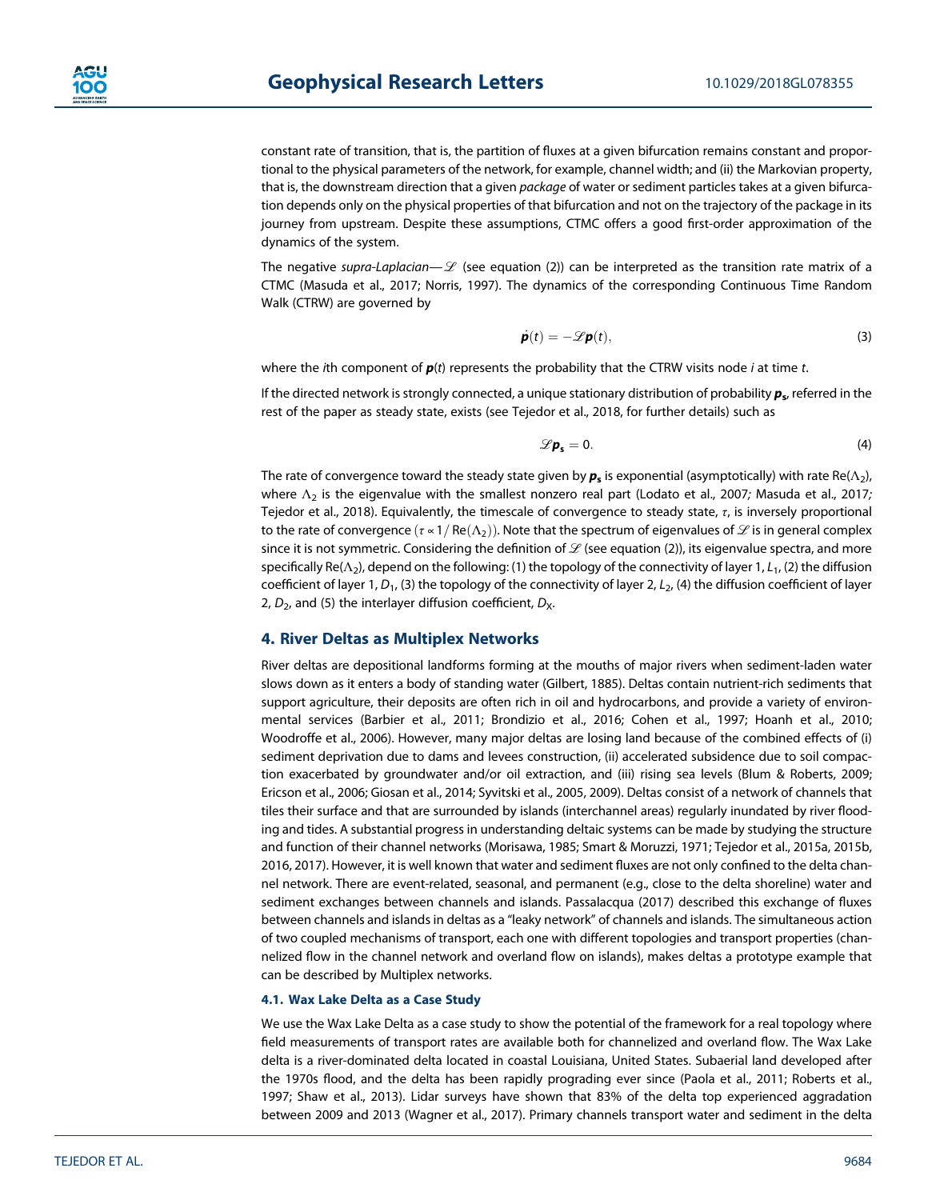constant rate of transition, that is, the partition of fluxes at a given bifurcation remains constant and proportional to the physical parameters of the network, for example, channel width; and (ii) the Markovian property, that is, the downstream direction that a given *package* of water or sediment particles takes at a given bifurcation depends only on the physical properties of that bifurcation and not on the trajectory of the package in its journey from upstream. Despite these assumptions, CTMC offers a good first-order approximation of the dynamics of the system.

The negative *supra-Laplacian*—$\mathscr{L}$ (see equation (2)) can be interpreted as the transition rate matrix of a CTMC (Masuda et al., 2017; Norris, 1997). The dynamics of the corresponding Continuous Time Random Walk (CTRW) are governed by

$$\dot{\boldsymbol{p}}(t) = -\mathscr{L}\boldsymbol{p}(t), \tag{3}$$

where the $i$th component of $\boldsymbol{p}(t)$ represents the probability that the CTRW visits node $i$ at time $t$.

If the directed network is strongly connected, a unique stationary distribution of probability $\boldsymbol{p_s}$, referred in the rest of the paper as steady state, exists (see Tejedor et al., 2018, for further details) such as

$$\mathscr{L}\boldsymbol{p_s} = 0. \tag{4}$$

The rate of convergence toward the steady state given by $\boldsymbol{p_s}$ is exponential (asymptotically) with rate $\mathrm{Re}(\Lambda_2)$, where $\Lambda_2$ is the eigenvalue with the smallest nonzero real part (Lodato et al., 2007; Masuda et al., 2017; Tejedor et al., 2018). Equivalently, the timescale of convergence to steady state, $\tau$, is inversely proportional to the rate of convergence ($\tau \propto 1/\mathrm{Re}(\Lambda_2)$). Note that the spectrum of eigenvalues of $\mathscr{L}$ is in general complex since it is not symmetric. Considering the definition of $\mathscr{L}$ (see equation (2)), its eigenvalue spectra, and more specifically $\mathrm{Re}(\Lambda_2)$, depend on the following: (1) the topology of the connectivity of layer 1, $L_1$, (2) the diffusion coefficient of layer 1, $D_1$, (3) the topology of the connectivity of layer 2, $L_2$, (4) the diffusion coefficient of layer 2, $D_2$, and (5) the interlayer diffusion coefficient, $D_X$.

## 4. River Deltas as Multiplex Networks

River deltas are depositional landforms forming at the mouths of major rivers when sediment-laden water slows down as it enters a body of standing water (Gilbert, 1885). Deltas contain nutrient-rich sediments that support agriculture, their deposits are often rich in oil and hydrocarbons, and provide a variety of environmental services (Barbier et al., 2011; Brondizio et al., 2016; Cohen et al., 1997; Hoanh et al., 2010; Woodroffe et al., 2006). However, many major deltas are losing land because of the combined effects of (i) sediment deprivation due to dams and levees construction, (ii) accelerated subsidence due to soil compaction exacerbated by groundwater and/or oil extraction, and (iii) rising sea levels (Blum & Roberts, 2009; Ericson et al., 2006; Giosan et al., 2014; Syvitski et al., 2005, 2009). Deltas consist of a network of channels that tiles their surface and that are surrounded by islands (interchannel areas) regularly inundated by river flooding and tides. A substantial progress in understanding deltaic systems can be made by studying the structure and function of their channel networks (Morisawa, 1985; Smart & Moruzzi, 1971; Tejedor et al., 2015a, 2015b, 2016, 2017). However, it is well known that water and sediment fluxes are not only confined to the delta channel network. There are event-related, seasonal, and permanent (e.g., close to the delta shoreline) water and sediment exchanges between channels and islands. Passalacqua (2017) described this exchange of fluxes between channels and islands in deltas as a "leaky network" of channels and islands. The simultaneous action of two coupled mechanisms of transport, each one with different topologies and transport properties (channelized flow in the channel network and overland flow on islands), makes deltas a prototype example that can be described by Multiplex networks.

### 4.1. Wax Lake Delta as a Case Study

We use the Wax Lake Delta as a case study to show the potential of the framework for a real topology where field measurements of transport rates are available both for channelized and overland flow. The Wax Lake delta is a river-dominated delta located in coastal Louisiana, United States. Subaerial land developed after the 1970s flood, and the delta has been rapidly prograding ever since (Paola et al., 2011; Roberts et al., 1997; Shaw et al., 2013). Lidar surveys have shown that 83% of the delta top experienced aggradation between 2009 and 2013 (Wagner et al., 2017). Primary channels transport water and sediment in the delta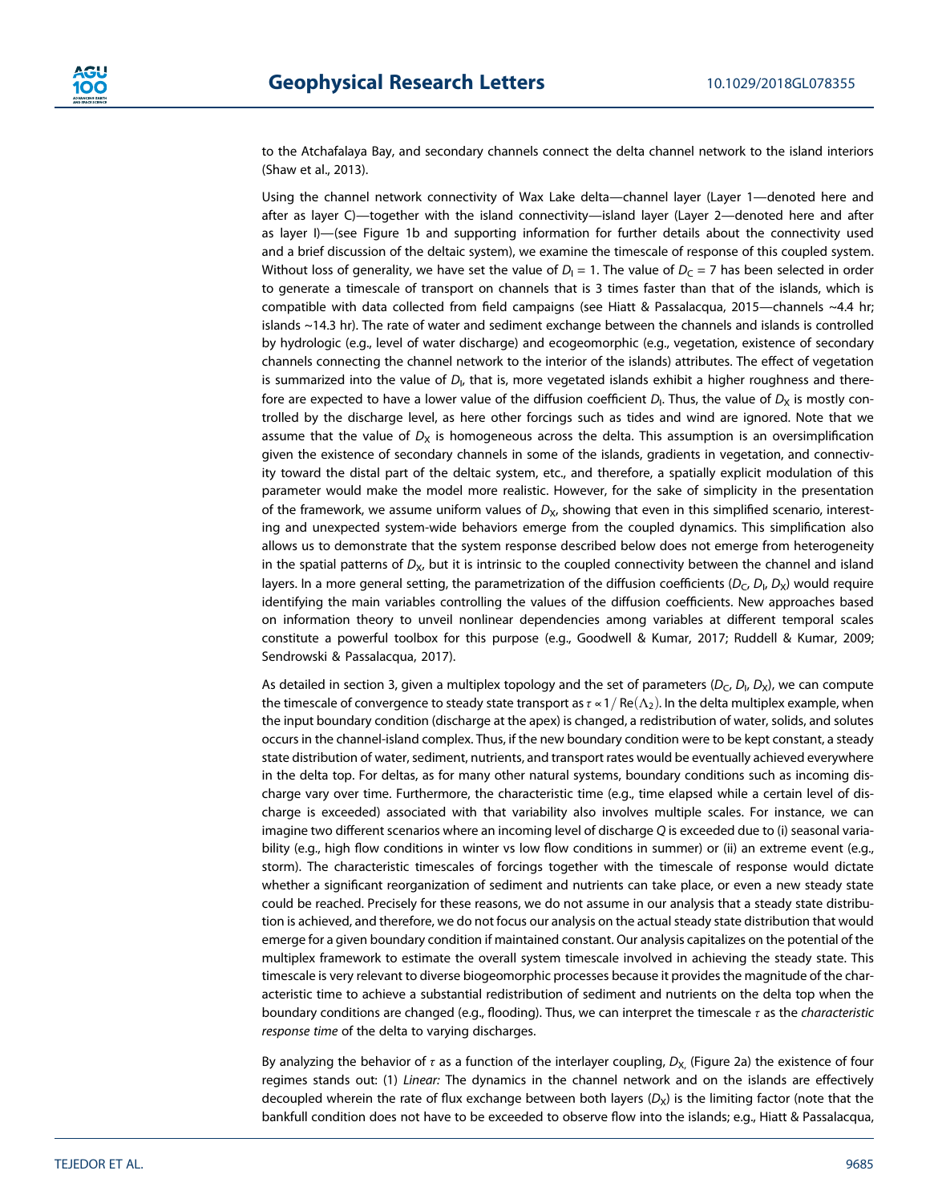to the Atchafalaya Bay, and secondary channels connect the delta channel network to the island interiors (Shaw et al., 2013).

Using the channel network connectivity of Wax Lake delta—channel layer (Layer 1—denoted here and after as layer C)—together with the island connectivity—island layer (Layer 2—denoted here and after as layer I)—(see Figure 1b and supporting information for further details about the connectivity used and a brief discussion of the deltaic system), we examine the timescale of response of this coupled system. Without loss of generality, we have set the value of $D_I = 1$. The value of $D_C = 7$ has been selected in order to generate a timescale of transport on channels that is 3 times faster than that of the islands, which is compatible with data collected from field campaigns (see Hiatt & Passalacqua, 2015—channels ~4.4 hr; islands ~14.3 hr). The rate of water and sediment exchange between the channels and islands is controlled by hydrologic (e.g., level of water discharge) and ecogeomorphic (e.g., vegetation, existence of secondary channels connecting the channel network to the interior of the islands) attributes. The effect of vegetation is summarized into the value of $D_I$, that is, more vegetated islands exhibit a higher roughness and therefore are expected to have a lower value of the diffusion coefficient $D_I$. Thus, the value of $D_X$ is mostly controlled by the discharge level, as here other forcings such as tides and wind are ignored. Note that we assume that the value of $D_X$ is homogeneous across the delta. This assumption is an oversimplification given the existence of secondary channels in some of the islands, gradients in vegetation, and connectivity toward the distal part of the deltaic system, etc., and therefore, a spatially explicit modulation of this parameter would make the model more realistic. However, for the sake of simplicity in the presentation of the framework, we assume uniform values of $D_X$, showing that even in this simplified scenario, interesting and unexpected system-wide behaviors emerge from the coupled dynamics. This simplification also allows us to demonstrate that the system response described below does not emerge from heterogeneity in the spatial patterns of $D_X$, but it is intrinsic to the coupled connectivity between the channel and island layers. In a more general setting, the parametrization of the diffusion coefficients ($D_C$, $D_I$, $D_X$) would require identifying the main variables controlling the values of the diffusion coefficients. New approaches based on information theory to unveil nonlinear dependencies among variables at different temporal scales constitute a powerful toolbox for this purpose (e.g., Goodwell & Kumar, 2017; Ruddell & Kumar, 2009; Sendrowski & Passalacqua, 2017).

As detailed in section 3, given a multiplex topology and the set of parameters ($D_C$, $D_I$, $D_X$), we can compute the timescale of convergence to steady state transport as $\tau \propto 1/\operatorname{Re}(\Lambda_2)$. In the delta multiplex example, when the input boundary condition (discharge at the apex) is changed, a redistribution of water, solids, and solutes occurs in the channel-island complex. Thus, if the new boundary condition were to be kept constant, a steady state distribution of water, sediment, nutrients, and transport rates would be eventually achieved everywhere in the delta top. For deltas, as for many other natural systems, boundary conditions such as incoming discharge vary over time. Furthermore, the characteristic time (e.g., time elapsed while a certain level of discharge is exceeded) associated with that variability also involves multiple scales. For instance, we can imagine two different scenarios where an incoming level of discharge $Q$ is exceeded due to (i) seasonal variability (e.g., high flow conditions in winter vs low flow conditions in summer) or (ii) an extreme event (e.g., storm). The characteristic timescales of forcings together with the timescale of response would dictate whether a significant reorganization of sediment and nutrients can take place, or even a new steady state could be reached. Precisely for these reasons, we do not assume in our analysis that a steady state distribution is achieved, and therefore, we do not focus our analysis on the actual steady state distribution that would emerge for a given boundary condition if maintained constant. Our analysis capitalizes on the potential of the multiplex framework to estimate the overall system timescale involved in achieving the steady state. This timescale is very relevant to diverse biogeomorphic processes because it provides the magnitude of the characteristic time to achieve a substantial redistribution of sediment and nutrients on the delta top when the boundary conditions are changed (e.g., flooding). Thus, we can interpret the timescale $\tau$ as the *characteristic response time* of the delta to varying discharges.

By analyzing the behavior of $\tau$ as a function of the interlayer coupling, $D_X$, (Figure 2a) the existence of four regimes stands out: (1) *Linear:* The dynamics in the channel network and on the islands are effectively decoupled wherein the rate of flux exchange between both layers ($D_X$) is the limiting factor (note that the bankfull condition does not have to be exceeded to observe flow into the islands; e.g., Hiatt & Passalacqua,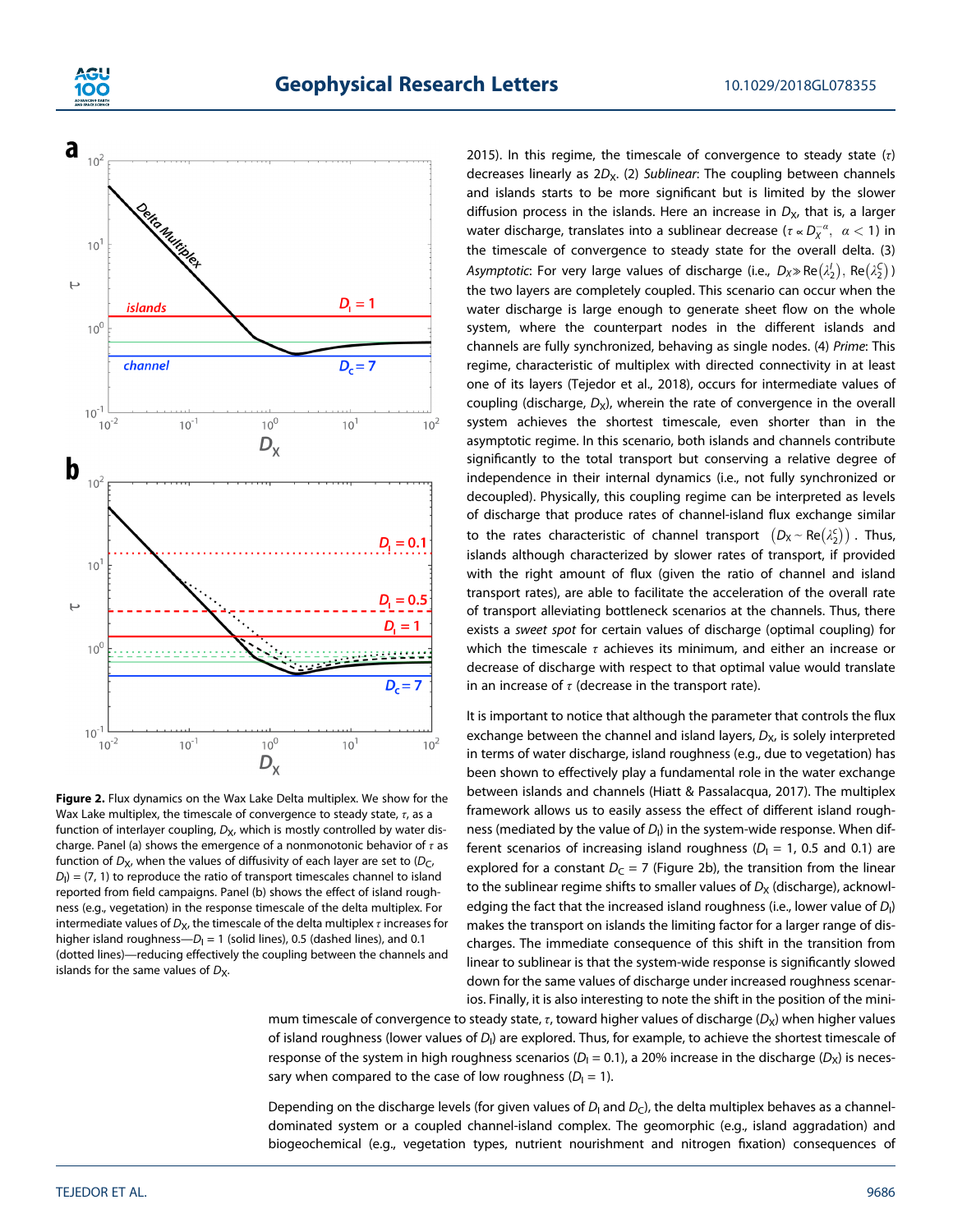2015). In this regime, the timescale of convergence to steady state ($\tau$) decreases linearly as $2D_X$. (2) *Sublinear*: The coupling between channels and islands starts to be more significant but is limited by the slower diffusion process in the islands. Here an increase in $D_X$, that is, a larger water discharge, translates into a sublinear decrease ($\tau \propto D_X^{-\alpha}$, $\alpha < 1$) in the timescale of convergence to steady state for the overall delta. (3) *Asymptotic*: For very large values of discharge (i.e., $D_X \gg \mathrm{Re}(\lambda_2^I)$, $\mathrm{Re}(\lambda_2^C)$) the two layers are completely coupled. This scenario can occur when the water discharge is large enough to generate sheet flow on the whole system, where the counterpart nodes in the different islands and channels are fully synchronized, behaving as single nodes. (4) *Prime*: This regime, characteristic of multiplex with directed connectivity in at least one of its layers (Tejedor et al., 2018), occurs for intermediate values of coupling (discharge, $D_X$), wherein the rate of convergence in the overall system achieves the shortest timescale, even shorter than in the asymptotic regime. In this scenario, both islands and channels contribute significantly to the total transport but conserving a relative degree of independence in their internal dynamics (i.e., not fully synchronized or decoupled). Physically, this coupling regime can be interpreted as levels of discharge that produce rates of channel-island flux exchange similar to the rates characteristic of channel transport $\left(D_X \sim \mathrm{Re}(\lambda_2^C)\right)$. Thus, islands although characterized by slower rates of transport, if provided with the right amount of flux (given the ratio of channel and island transport rates), are able to facilitate the acceleration of the overall rate of transport alleviating bottleneck scenarios at the channels. Thus, there exists a *sweet spot* for certain values of discharge (optimal coupling) for which the timescale $\tau$ achieves its minimum, and either an increase or decrease of discharge with respect to that optimal value would translate in an increase of $\tau$ (decrease in the transport rate).

It is important to notice that although the parameter that controls the flux exchange between the channel and island layers, $D_X$, is solely interpreted in terms of water discharge, island roughness (e.g., due to vegetation) has been shown to effectively play a fundamental role in the water exchange between islands and channels (Hiatt & Passalacqua, 2017). The multiplex framework allows us to easily assess the effect of different island roughness (mediated by the value of $D_I$) in the system-wide response. When different scenarios of increasing island roughness ($D_I$ = 1, 0.5 and 0.1) are explored for a constant $D_C$ = 7 (Figure 2b), the transition from the linear to the sublinear regime shifts to smaller values of $D_X$ (discharge), acknowledging the fact that the increased island roughness (i.e., lower value of $D_I$) makes the transport on islands the limiting factor for a larger range of discharges. The immediate consequence of this shift in the transition from linear to sublinear is that the system-wide response is significantly slowed down for the same values of discharge under increased roughness scenarios. Finally, it is also interesting to note the shift in the position of the minimum timescale of convergence to steady state, $\tau$, toward higher values of discharge ($D_X$) when higher values of island roughness (lower values of $D_I$) are explored. Thus, for example, to achieve the shortest timescale of response of the system in high roughness scenarios ($D_I$ = 0.1), a 20% increase in the discharge ($D_X$) is necessary when compared to the case of low roughness ($D_I$ = 1).

**Figure 2.** Flux dynamics on the Wax Lake Delta multiplex. We show for the Wax Lake multiplex, the timescale of convergence to steady state, $\tau$, as a function of interlayer coupling, $D_X$, which is mostly controlled by water discharge. Panel (a) shows the emergence of a nonmonotonic behavior of $\tau$ as function of $D_X$, when the values of diffusivity of each layer are set to ($D_C$, $D_I$) = (7, 1) to reproduce the ratio of transport timescales channel to island reported from field campaigns. Panel (b) shows the effect of island roughness (e.g., vegetation) in the response timescale of the delta multiplex. For intermediate values of $D_X$, the timescale of the delta multiplex $\tau$ increases for higher island roughness—$D_I$ = 1 (solid lines), 0.5 (dashed lines), and 0.1 (dotted lines)—reducing effectively the coupling between the channels and islands for the same values of $D_X$.

Depending on the discharge levels (for given values of $D_I$ and $D_C$), the delta multiplex behaves as a channel-dominated system or a coupled channel-island complex. The geomorphic (e.g., island aggradation) and biogeochemical (e.g., vegetation types, nutrient nourishment and nitrogen fixation) consequences of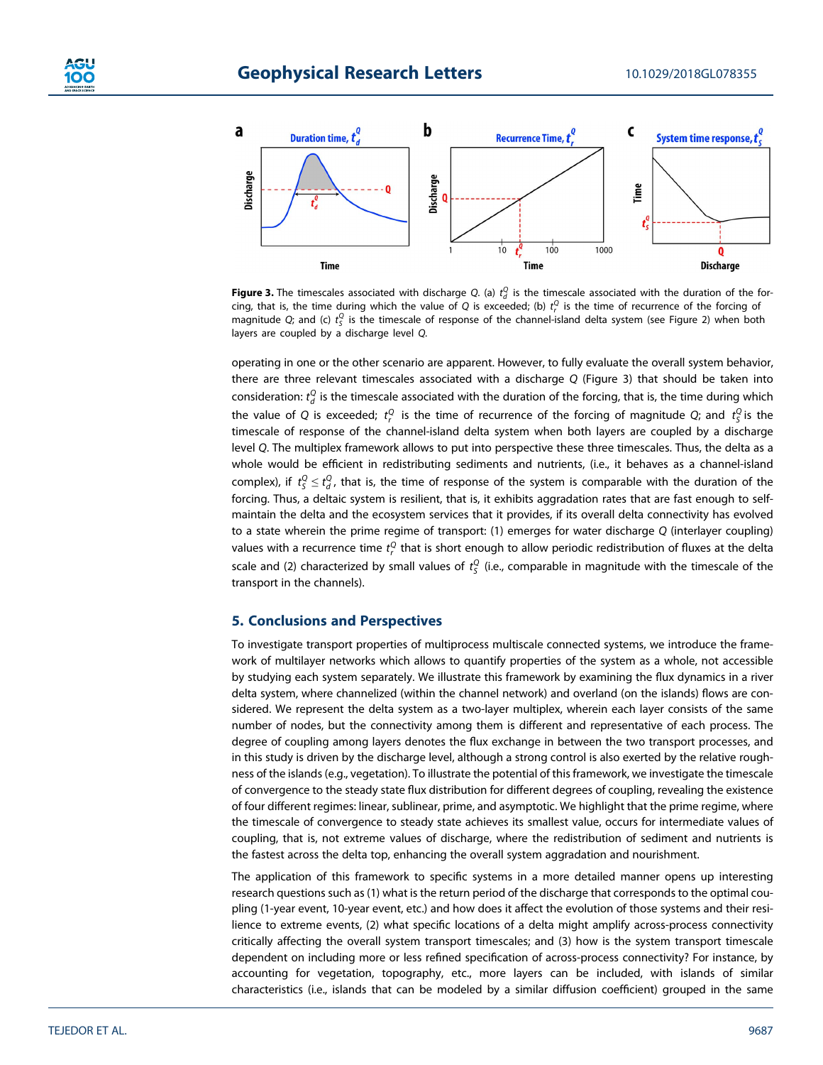**Figure 3.** The timescales associated with discharge $Q$. (a) $t_d^Q$ is the timescale associated with the duration of the forcing, that is, the time during which the value of $Q$ is exceeded; (b) $t_r^Q$ is the time of recurrence of the forcing of magnitude $Q$; and (c) $t_S^Q$ is the timescale of response of the channel-island delta system (see Figure 2) when both layers are coupled by a discharge level $Q$.

operating in one or the other scenario are apparent. However, to fully evaluate the overall system behavior, there are three relevant timescales associated with a discharge $Q$ (Figure 3) that should be taken into consideration: $t_d^Q$ is the timescale associated with the duration of the forcing, that is, the time during which the value of $Q$ is exceeded; $t_r^Q$ is the time of recurrence of the forcing of magnitude $Q$; and $t_S^Q$ is the timescale of response of the channel-island delta system when both layers are coupled by a discharge level $Q$. The multiplex framework allows to put into perspective these three timescales. Thus, the delta as a whole would be efficient in redistributing sediments and nutrients, (i.e., it behaves as a channel-island complex), if $t_S^Q \leq t_d^Q$, that is, the time of response of the system is comparable with the duration of the forcing. Thus, a deltaic system is resilient, that is, it exhibits aggradation rates that are fast enough to self-maintain the delta and the ecosystem services that it provides, if its overall delta connectivity has evolved to a state wherein the prime regime of transport: (1) emerges for water discharge $Q$ (interlayer coupling) values with a recurrence time $t_r^Q$ that is short enough to allow periodic redistribution of fluxes at the delta scale and (2) characterized by small values of $t_S^Q$ (i.e., comparable in magnitude with the timescale of the transport in the channels).

## 5. Conclusions and Perspectives

To investigate transport properties of multiprocess multiscale connected systems, we introduce the framework of multilayer networks which allows to quantify properties of the system as a whole, not accessible by studying each system separately. We illustrate this framework by examining the flux dynamics in a river delta system, where channelized (within the channel network) and overland (on the islands) flows are considered. We represent the delta system as a two-layer multiplex, wherein each layer consists of the same number of nodes, but the connectivity among them is different and representative of each process. The degree of coupling among layers denotes the flux exchange in between the two transport processes, and in this study is driven by the discharge level, although a strong control is also exerted by the relative roughness of the islands (e.g., vegetation). To illustrate the potential of this framework, we investigate the timescale of convergence to the steady state flux distribution for different degrees of coupling, revealing the existence of four different regimes: linear, sublinear, prime, and asymptotic. We highlight that the prime regime, where the timescale of convergence to steady state achieves its smallest value, occurs for intermediate values of coupling, that is, not extreme values of discharge, where the redistribution of sediment and nutrients is the fastest across the delta top, enhancing the overall system aggradation and nourishment.

The application of this framework to specific systems in a more detailed manner opens up interesting research questions such as (1) what is the return period of the discharge that corresponds to the optimal coupling (1-year event, 10-year event, etc.) and how does it affect the evolution of those systems and their resilience to extreme events, (2) what specific locations of a delta might amplify across-process connectivity critically affecting the overall system transport timescales; and (3) how is the system transport timescale dependent on including more or less refined specification of across-process connectivity? For instance, by accounting for vegetation, topography, etc., more layers can be included, with islands of similar characteristics (i.e., islands that can be modeled by a similar diffusion coefficient) grouped in the same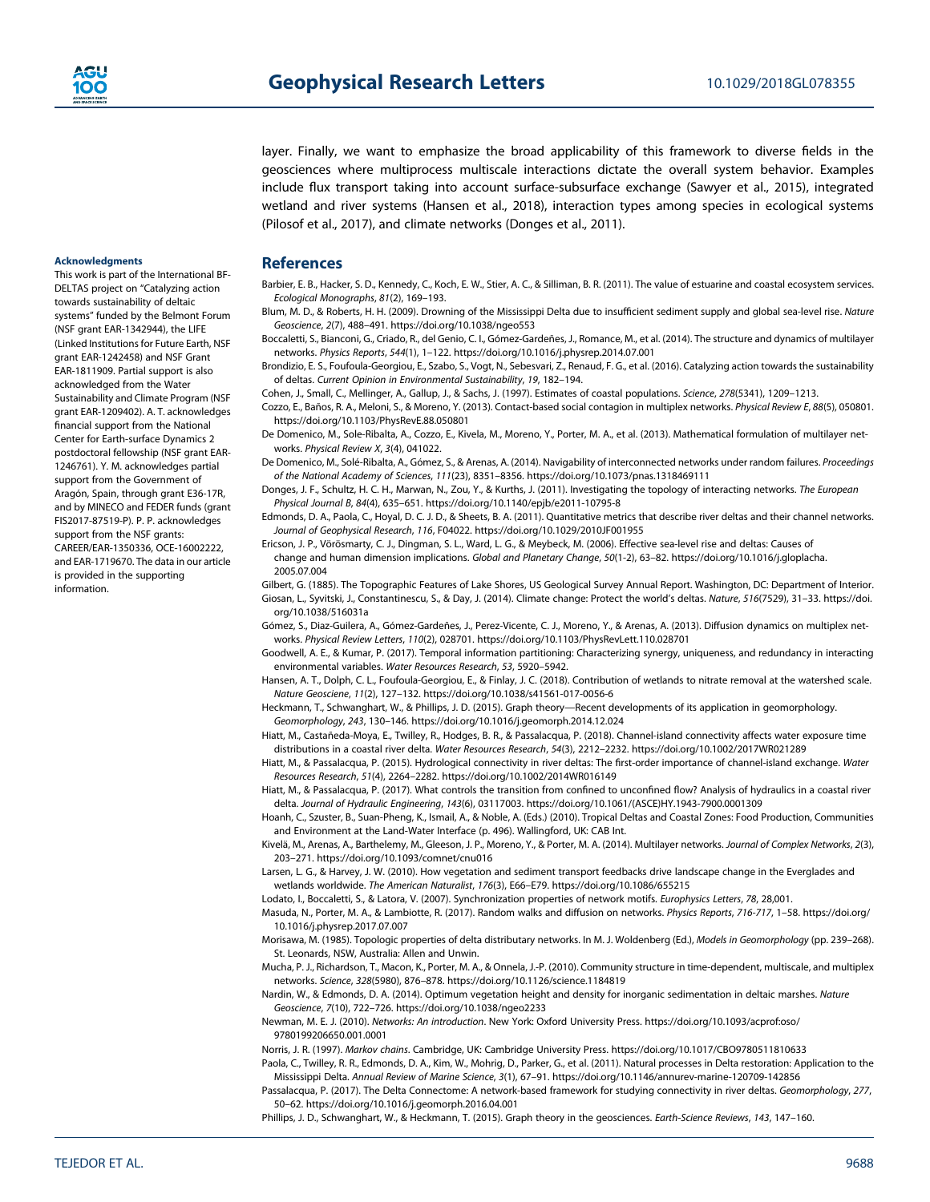layer. Finally, we want to emphasize the broad applicability of this framework to diverse fields in the geosciences where multiprocess multiscale interactions dictate the overall system behavior. Examples include flux transport taking into account surface-subsurface exchange (Sawyer et al., 2015), integrated wetland and river systems (Hansen et al., 2018), interaction types among species in ecological systems (Pilosof et al., 2017), and climate networks (Donges et al., 2011).

#### Acknowledgments

This work is part of the International BF-DELTAS project on "Catalyzing action towards sustainability of deltaic systems" funded by the Belmont Forum (NSF grant EAR-1342944), the LIFE (Linked Institutions for Future Earth, NSF grant EAR-1242458) and NSF Grant EAR-1811909. Partial support is also acknowledged from the Water Sustainability and Climate Program (NSF grant EAR-1209402). A. T. acknowledges financial support from the National Center for Earth-surface Dynamics 2 postdoctoral fellowship (NSF grant EAR-1246761). Y. M. acknowledges partial support from the Government of Aragón, Spain, through grant E36-17R, and by MINECO and FEDER funds (grant FIS2017-87519-P). P. P. acknowledges support from the NSF grants: CAREER/EAR-1350336, OCE-16002222, and EAR-1719670. The data in our article is provided in the supporting information.

## References

Barbier, E. B., Hacker, S. D., Kennedy, C., Koch, E. W., Stier, A. C., & Silliman, B. R. (2011). The value of estuarine and coastal ecosystem services. *Ecological Monographs*, *81*(2), 169–193.

Blum, M. D., & Roberts, H. H. (2009). Drowning of the Mississippi Delta due to insufficient sediment supply and global sea-level rise. *Nature Geoscience*, *2*(7), 488–491. https://doi.org/10.1038/ngeo553

Boccaletti, S., Bianconi, G., Criado, R., del Genio, C. I., Gómez-Gardeñes, J., Romance, M., et al. (2014). The structure and dynamics of multilayer networks. *Physics Reports*, *544*(1), 1–122. https://doi.org/10.1016/j.physrep.2014.07.001

Brondizio, E. S., Foufoula-Georgiou, E., Szabo, S., Vogt, N., Sebesvari, Z., Renaud, F. G., et al. (2016). Catalyzing action towards the sustainability of deltas. *Current Opinion in Environmental Sustainability*, *19*, 182–194.

Cohen, J., Small, C., Mellinger, A., Gallup, J., & Sachs, J. (1997). Estimates of coastal populations. *Science*, *278*(5341), 1209–1213.

Cozzo, E., Baños, R. A., Meloni, S., & Moreno, Y. (2013). Contact-based social contagion in multiplex networks. *Physical Review E*, *88*(5), 050801. https://doi.org/10.1103/PhysRevE.88.050801

De Domenico, M., Sole-Ribalta, A., Cozzo, E., Kivela, M., Moreno, Y., Porter, M. A., et al. (2013). Mathematical formulation of multilayer networks. *Physical Review X*, *3*(4), 041022.

De Domenico, M., Solé-Ribalta, A., Gómez, S., & Arenas, A. (2014). Navigability of interconnected networks under random failures. *Proceedings of the National Academy of Sciences*, *111*(23), 8351–8356. https://doi.org/10.1073/pnas.1318469111

Donges, J. F., Schultz, H. C. H., Marwan, N., Zou, Y., & Kurths, J. (2011). Investigating the topology of interacting networks. *The European Physical Journal B*, *84*(4), 635–651. https://doi.org/10.1140/epjb/e2011-10795-8

Edmonds, D. A., Paola, C., Hoyal, D. C. J. D., & Sheets, B. A. (2011). Quantitative metrics that describe river deltas and their channel networks. *Journal of Geophysical Research*, *116*, F04022. https://doi.org/10.1029/2010JF001955

Ericson, J. P., Vörösmarty, C. J., Dingman, S. L., Ward, L. G., & Meybeck, M. (2006). Effective sea-level rise and deltas: Causes of change and human dimension implications. *Global and Planetary Change*, *50*(1-2), 63–82. https://doi.org/10.1016/j.gloplacha.2005.07.004

Gilbert, G. (1885). The Topographic Features of Lake Shores, US Geological Survey Annual Report. Washington, DC: Department of Interior.

Giosan, L., Syvitski, J., Constantinescu, S., & Day, J. (2014). Climate change: Protect the world's deltas. *Nature*, *516*(7529), 31–33. https://doi.org/10.1038/516031a

Gómez, S., Diaz-Guilera, A., Gómez-Gardeñes, J., Perez-Vicente, C. J., Moreno, Y., & Arenas, A. (2013). Diffusion dynamics on multiplex networks. *Physical Review Letters*, *110*(2), 028701. https://doi.org/10.1103/PhysRevLett.110.028701

Goodwell, A. E., & Kumar, P. (2017). Temporal information partitioning: Characterizing synergy, uniqueness, and redundancy in interacting environmental variables. *Water Resources Research*, *53*, 5920–5942.

Hansen, A. T., Dolph, C. L., Foufoula-Georgiou, E., & Finlay, J. C. (2018). Contribution of wetlands to nitrate removal at the watershed scale. *Nature Geoscience*, *11*(2), 127–132. https://doi.org/10.1038/s41561-017-0056-6

Heckmann, T., Schwanghart, W., & Phillips, J. D. (2015). Graph theory—Recent developments of its application in geomorphology. *Geomorphology*, *243*, 130–146. https://doi.org/10.1016/j.geomorph.2014.12.024

Hiatt, M., Castañeda-Moya, E., Twilley, R., Hodges, B. R., & Passalacqua, P. (2018). Channel-island connectivity affects water exposure time distributions in a coastal river delta. *Water Resources Research*, *54*(3), 2212–2232. https://doi.org/10.1002/2017WR021289

Hiatt, M., & Passalacqua, P. (2015). Hydrological connectivity in river deltas: The first-order importance of channel-island exchange. *Water Resources Research*, *51*(4), 2264–2282. https://doi.org/10.1002/2014WR016149

Hiatt, M., & Passalacqua, P. (2017). What controls the transition from confined to unconfined flow? Analysis of hydraulics in a coastal river delta. *Journal of Hydraulic Engineering*, *143*(6), 03117003. https://doi.org/10.1061/(ASCE)HY.1943-7900.0001309

Hoanh, C., Szuster, B., Suan-Pheng, K., Ismail, A., & Noble, A. (Eds.) (2010). Tropical Deltas and Coastal Zones: Food Production, Communities and Environment at the Land-Water Interface (p. 496). Wallingford, UK: CAB Int.

Kivelä, M., Arenas, A., Barthelemy, M., Gleeson, J. P., Moreno, Y., & Porter, M. A. (2014). Multilayer networks. *Journal of Complex Networks*, *2*(3), 203–271. https://doi.org/10.1093/comnet/cnu016

Larsen, L. G., & Harvey, J. W. (2010). How vegetation and sediment transport feedbacks drive landscape change in the Everglades and wetlands worldwide. *The American Naturalist*, *176*(3), E66–E79. https://doi.org/10.1086/655215

Lodato, I., Boccaletti, S., & Latora, V. (2007). Synchronization properties of network motifs. *Europhysics Letters*, *78*, 28,001.

Masuda, N., Porter, M. A., & Lambiotte, R. (2017). Random walks and diffusion on networks. *Physics Reports*, *716-717*, 1–58. https://doi.org/10.1016/j.physrep.2017.07.007

Morisawa, M. (1985). Topologic properties of delta distributary networks. In M. J. Woldenberg (Ed.), *Models in Geomorphology* (pp. 239–268). St. Leonards, NSW, Australia: Allen and Unwin.

Mucha, P. J., Richardson, T., Macon, K., Porter, M. A., & Onnela, J.-P. (2010). Community structure in time-dependent, multiscale, and multiplex networks. *Science*, *328*(5980), 876–878. https://doi.org/10.1126/science.1184819

Nardin, W., & Edmonds, D. A. (2014). Optimum vegetation height and density for inorganic sedimentation in deltaic marshes. *Nature Geoscience*, *7*(10), 722–726. https://doi.org/10.1038/ngeo2233

Newman, M. E. J. (2010). *Networks: An introduction*. New York: Oxford University Press. https://doi.org/10.1093/acprof:oso/9780199206650.001.0001

Norris, J. R. (1997). *Markov chains*. Cambridge, UK: Cambridge University Press. https://doi.org/10.1017/CBO9780511810633

Paola, C., Twilley, R. R., Edmonds, D. A., Kim, W., Mohrig, D., Parker, G., et al. (2011). Natural processes in Delta restoration: Application to the Mississippi Delta. *Annual Review of Marine Science*, *3*(1), 67–91. https://doi.org/10.1146/annurev-marine-120709-142856

Passalacqua, P. (2017). The Delta Connectome: A network-based framework for studying connectivity in river deltas. *Geomorphology*, *277*, 50–62. https://doi.org/10.1016/j.geomorph.2016.04.001

Phillips, J. D., Schwanghart, W., & Heckmann, T. (2015). Graph theory in the geosciences. *Earth-Science Reviews*, *143*, 147–160.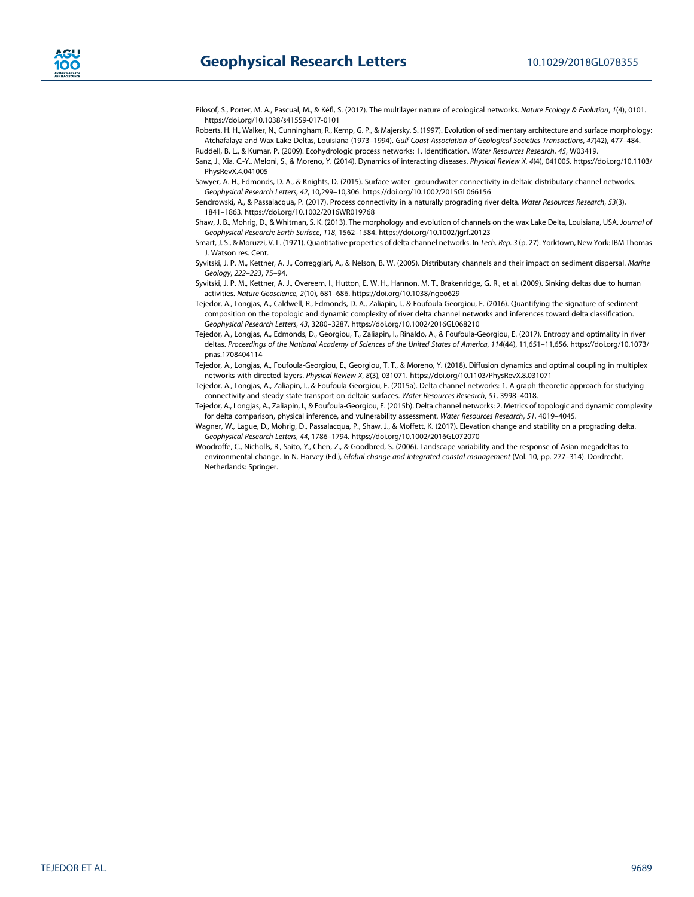Pilosof, S., Porter, M. A., Pascual, M., & Kéfi, S. (2017). The multilayer nature of ecological networks. *Nature Ecology & Evolution*, *1*(4), 0101. https://doi.org/10.1038/s41559-017-0101

Roberts, H. H., Walker, N., Cunningham, R., Kemp, G. P., & Majersky, S. (1997). Evolution of sedimentary architecture and surface morphology: Atchafalaya and Wax Lake Deltas, Louisiana (1973–1994). *Gulf Coast Association of Geological Societies Transactions*, *47*(42), 477–484.

Ruddell, B. L., & Kumar, P. (2009). Ecohydrologic process networks: 1. Identification. *Water Resources Research*, *45*, W03419.

Sanz, J., Xia, C.-Y., Meloni, S., & Moreno, Y. (2014). Dynamics of interacting diseases. *Physical Review X*, *4*(4), 041005. https://doi.org/10.1103/PhysRevX.4.041005

Sawyer, A. H., Edmonds, D. A., & Knights, D. (2015). Surface water- groundwater connectivity in deltaic distributary channel networks. *Geophysical Research Letters*, *42*, 10,299–10,306. https://doi.org/10.1002/2015GL066156

Sendrowski, A., & Passalacqua, P. (2017). Process connectivity in a naturally prograding river delta. *Water Resources Research*, *53*(3), 1841–1863. https://doi.org/10.1002/2016WR019768

Shaw, J. B., Mohrig, D., & Whitman, S. K. (2013). The morphology and evolution of channels on the wax Lake Delta, Louisiana, USA. *Journal of Geophysical Research: Earth Surface*, *118*, 1562–1584. https://doi.org/10.1002/jgrf.20123

Smart, J. S., & Moruzzi, V. L. (1971). Quantitative properties of delta channel networks. In *Tech. Rep. 3* (p. 27). Yorktown, New York: IBM Thomas J. Watson res. Cent.

Syvitski, J. P. M., Kettner, A. J., Correggiari, A., & Nelson, B. W. (2005). Distributary channels and their impact on sediment dispersal. *Marine Geology*, *222–223*, 75–94.

Syvitski, J. P. M., Kettner, A. J., Overeem, I., Hutton, E. W. H., Hannon, M. T., Brakenridge, G. R., et al. (2009). Sinking deltas due to human activities. *Nature Geoscience*, *2*(10), 681–686. https://doi.org/10.1038/ngeo629

Tejedor, A., Longjas, A., Caldwell, R., Edmonds, D. A., Zaliapin, I., & Foufoula-Georgiou, E. (2016). Quantifying the signature of sediment composition on the topologic and dynamic complexity of river delta channel networks and inferences toward delta classification. *Geophysical Research Letters*, *43*, 3280–3287. https://doi.org/10.1002/2016GL068210

Tejedor, A., Longjas, A., Edmonds, D., Georgiou, T., Zaliapin, I., Rinaldo, A., & Foufoula-Georgiou, E. (2017). Entropy and optimality in river deltas. *Proceedings of the National Academy of Sciences of the United States of America*, *114*(44), 11,651–11,656. https://doi.org/10.1073/pnas.1708404114

Tejedor, A., Longjas, A., Foufoula-Georgiou, E., Georgiou, T. T., & Moreno, Y. (2018). Diffusion dynamics and optimal coupling in multiplex networks with directed layers. *Physical Review X*, *8*(3), 031071. https://doi.org/10.1103/PhysRevX.8.031071

Tejedor, A., Longjas, A., Zaliapin, I., & Foufoula-Georgiou, E. (2015a). Delta channel networks: 1. A graph-theoretic approach for studying connectivity and steady state transport on deltaic surfaces. *Water Resources Research*, *51*, 3998–4018.

Tejedor, A., Longjas, A., Zaliapin, I., & Foufoula-Georgiou, E. (2015b). Delta channel networks: 2. Metrics of topologic and dynamic complexity for delta comparison, physical inference, and vulnerability assessment. *Water Resources Research*, *51*, 4019–4045.

Wagner, W., Lague, D., Mohrig, D., Passalacqua, P., Shaw, J., & Moffett, K. (2017). Elevation change and stability on a prograding delta. *Geophysical Research Letters*, *44*, 1786–1794. https://doi.org/10.1002/2016GL072070

Woodroffe, C., Nicholls, R., Saito, Y., Chen, Z., & Goodbred, S. (2006). Landscape variability and the response of Asian megadeltas to environmental change. In N. Harvey (Ed.), *Global change and integrated coastal management* (Vol. 10, pp. 277–314). Dordrecht, Netherlands: Springer.